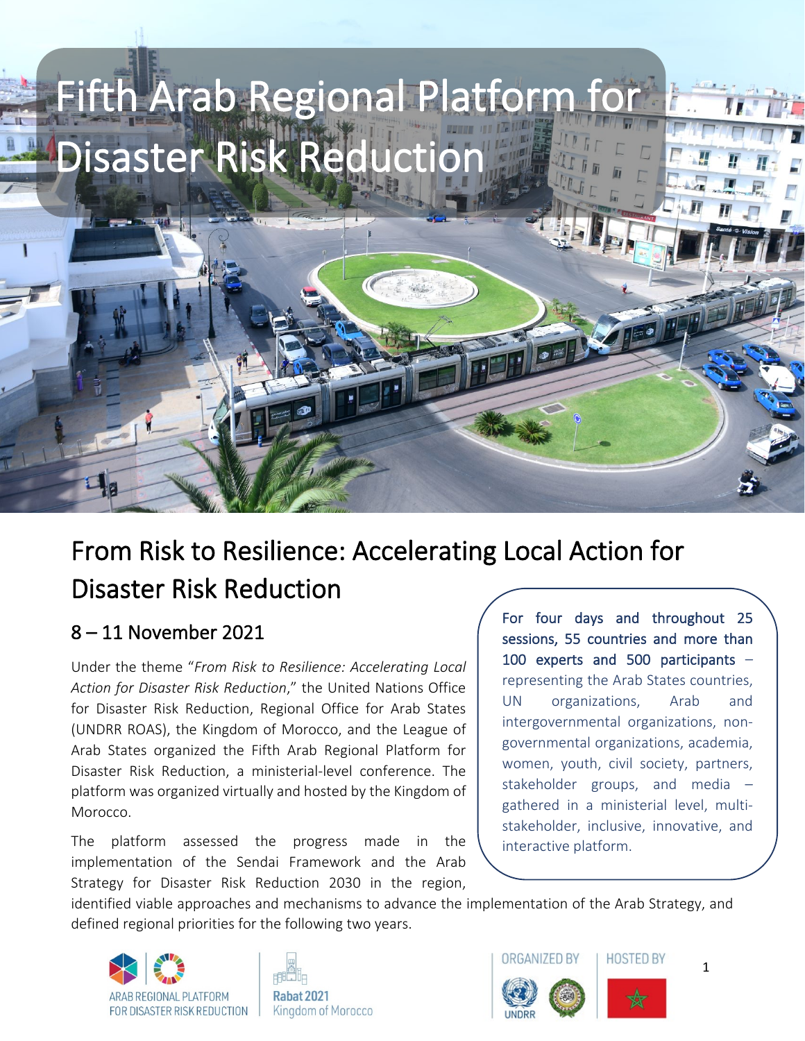# Fifth Arab Regional Platform for Disaster Risk Reduction

## From Risk to Resilience: Accelerating Local Action for Disaster Risk Reduction

### 8 – 11 November 2021

Under the theme "*From Risk to Resilience: Accelerating Local Action for Disaster Risk Reduction*," the United Nations Office for Disaster Risk Reduction, Regional Office for Arab States (UNDRR ROAS), the Kingdom of Morocco, and the League of Arab States organized the Fifth Arab Regional Platform for Disaster Risk Reduction, a ministerial-level conference. The platform was organized virtually and hosted by the Kingdom of Morocco.

The platform assessed the progress made in the implementation of the Sendai Framework and the Arab Strategy for Disaster Risk Reduction 2030 in the region, identified viable approaches and mechanisms to advance the implementation of the Arab Strategy, and defined regional priorities for the following two years.

For four days and throughout 25 sessions, 55 countries and more than 100 experts and 500 participants – representing the Arab States countries, UN organizations, Arab and intergovernmental organizations, non-governmental organizations, academia, women, youth, civil society, partners, stakeholder groups, and media – gathered in a ministerial level, multi-stakeholder, inclusive, innovative, and interactive platform.

ARAB REGIONAL PLATFORM FOR DISASTER RISK REDUCTION | Rabat 2021 Kingdom of Morocco | ORGANIZED BY UNDRR | HOSTED BY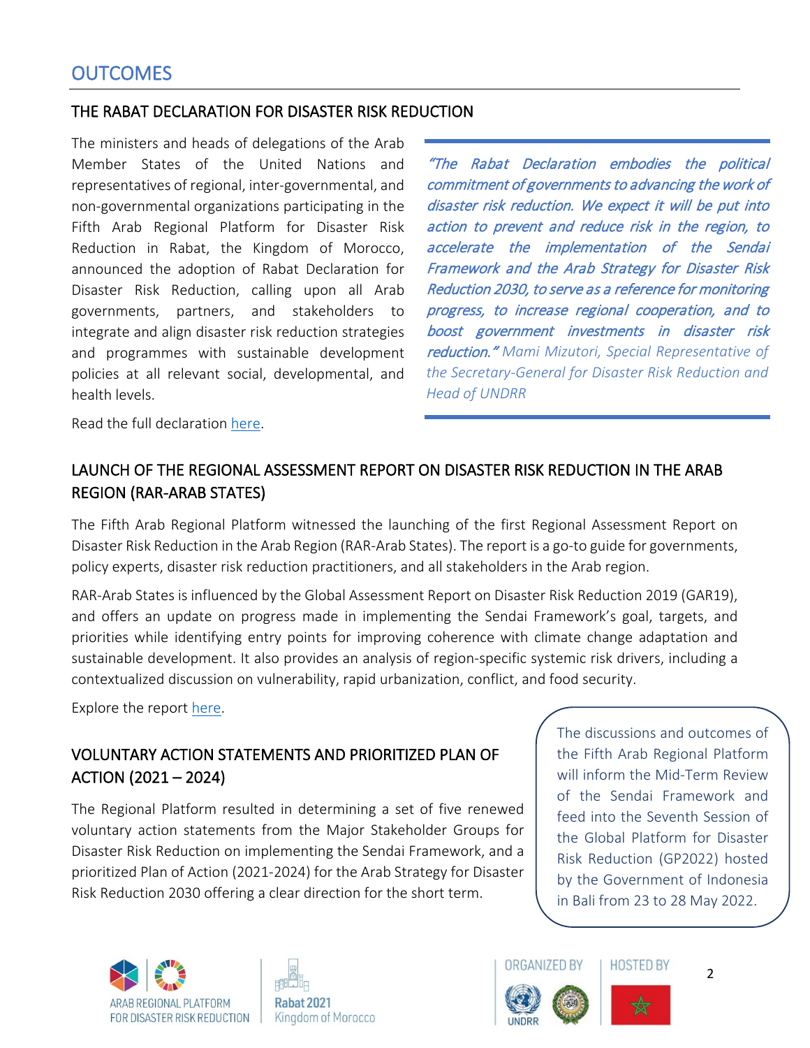# OUTCOMES

## THE RABAT DECLARATION FOR DISASTER RISK REDUCTION

The ministers and heads of delegations of the Arab Member States of the United Nations and representatives of regional, inter-governmental, and non-governmental organizations participating in the Fifth Arab Regional Platform for Disaster Risk Reduction in Rabat, the Kingdom of Morocco, announced the adoption of Rabat Declaration for Disaster Risk Reduction, calling upon all Arab governments, partners, and stakeholders to integrate and align disaster risk reduction strategies and programmes with sustainable development policies at all relevant social, developmental, and health levels.

Read the full declaration here.

> *"The Rabat Declaration embodies the political commitment of governments to advancing the work of disaster risk reduction. We expect it will be put into action to prevent and reduce risk in the region, to accelerate the implementation of the Sendai Framework and the Arab Strategy for Disaster Risk Reduction 2030, to serve as a reference for monitoring progress, to increase regional cooperation, and to boost government investments in disaster risk reduction."* Mami Mizutori, Special Representative of the Secretary-General for Disaster Risk Reduction and Head of UNDRR

## LAUNCH OF THE REGIONAL ASSESSMENT REPORT ON DISASTER RISK REDUCTION IN THE ARAB REGION (RAR-ARAB STATES)

The Fifth Arab Regional Platform witnessed the launching of the first Regional Assessment Report on Disaster Risk Reduction in the Arab Region (RAR-Arab States). The report is a go-to guide for governments, policy experts, disaster risk reduction practitioners, and all stakeholders in the Arab region.

RAR-Arab States is influenced by the Global Assessment Report on Disaster Risk Reduction 2019 (GAR19), and offers an update on progress made in implementing the Sendai Framework's goal, targets, and priorities while identifying entry points for improving coherence with climate change adaptation and sustainable development. It also provides an analysis of region-specific systemic risk drivers, including a contextualized discussion on vulnerability, rapid urbanization, conflict, and food security.

Explore the report here.

## VOLUNTARY ACTION STATEMENTS AND PRIORITIZED PLAN OF ACTION (2021 – 2024)

The Regional Platform resulted in determining a set of five renewed voluntary action statements from the Major Stakeholder Groups for Disaster Risk Reduction on implementing the Sendai Framework, and a prioritized Plan of Action (2021-2024) for the Arab Strategy for Disaster Risk Reduction 2030 offering a clear direction for the short term.

> The discussions and outcomes of the Fifth Arab Regional Platform will inform the Mid-Term Review of the Sendai Framework and feed into the Seventh Session of the Global Platform for Disaster Risk Reduction (GP2022) hosted by the Government of Indonesia in Bali from 23 to 28 May 2022.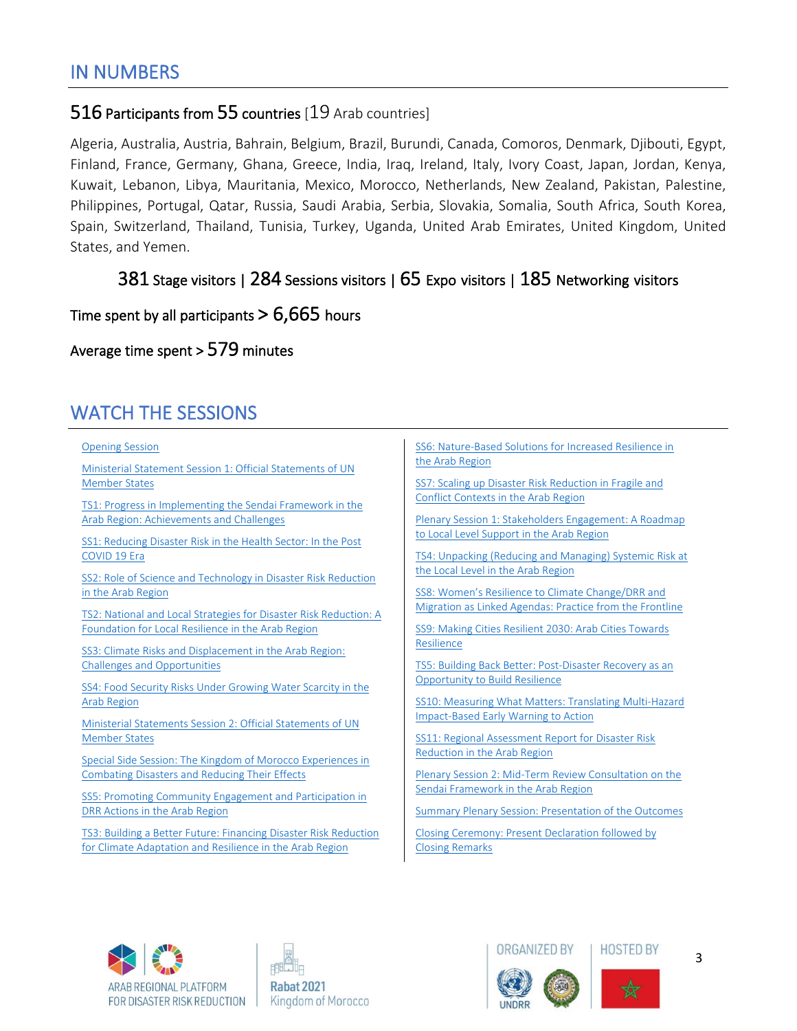## IN NUMBERS

**516 Participants from 55 countries** [19 Arab countries]

Algeria, Australia, Austria, Bahrain, Belgium, Brazil, Burundi, Canada, Comoros, Denmark, Djibouti, Egypt, Finland, France, Germany, Ghana, Greece, India, Iraq, Ireland, Italy, Ivory Coast, Japan, Jordan, Kenya, Kuwait, Lebanon, Libya, Mauritania, Mexico, Morocco, Netherlands, New Zealand, Pakistan, Palestine, Philippines, Portugal, Qatar, Russia, Saudi Arabia, Serbia, Slovakia, Somalia, South Africa, South Korea, Spain, Switzerland, Thailand, Tunisia, Turkey, Uganda, United Arab Emirates, United Kingdom, United States, and Yemen.

381 Stage visitors | 284 Sessions visitors | 65 Expo visitors | 185 Networking visitors

Time spent by all participants > 6,665 hours

Average time spent > 579 minutes

## WATCH THE SESSIONS

- Opening Session
- Ministerial Statement Session 1: Official Statements of UN Member States
- TS1: Progress in Implementing the Sendai Framework in the Arab Region: Achievements and Challenges
- SS1: Reducing Disaster Risk in the Health Sector: In the Post COVID 19 Era
- SS2: Role of Science and Technology in Disaster Risk Reduction in the Arab Region
- TS2: National and Local Strategies for Disaster Risk Reduction: A Foundation for Local Resilience in the Arab Region
- SS3: Climate Risks and Displacement in the Arab Region: Challenges and Opportunities
- SS4: Food Security Risks Under Growing Water Scarcity in the Arab Region
- Ministerial Statements Session 2: Official Statements of UN Member States
- Special Side Session: The Kingdom of Morocco Experiences in Combating Disasters and Reducing Their Effects
- SS5: Promoting Community Engagement and Participation in DRR Actions in the Arab Region
- TS3: Building a Better Future: Financing Disaster Risk Reduction for Climate Adaptation and Resilience in the Arab Region
- SS6: Nature-Based Solutions for Increased Resilience in the Arab Region
- SS7: Scaling up Disaster Risk Reduction in Fragile and Conflict Contexts in the Arab Region
- Plenary Session 1: Stakeholders Engagement: A Roadmap to Local Level Support in the Arab Region
- TS4: Unpacking (Reducing and Managing) Systemic Risk at the Local Level in the Arab Region
- SS8: Women's Resilience to Climate Change/DRR and Migration as Linked Agendas: Practice from the Frontline
- SS9: Making Cities Resilient 2030: Arab Cities Towards Resilience
- TS5: Building Back Better: Post-Disaster Recovery as an Opportunity to Build Resilience
- SS10: Measuring What Matters: Translating Multi-Hazard Impact-Based Early Warning to Action
- SS11: Regional Assessment Report for Disaster Risk Reduction in the Arab Region
- Plenary Session 2: Mid-Term Review Consultation on the Sendai Framework in the Arab Region
- Summary Plenary Session: Presentation of the Outcomes
- Closing Ceremony: Present Declaration followed by Closing Remarks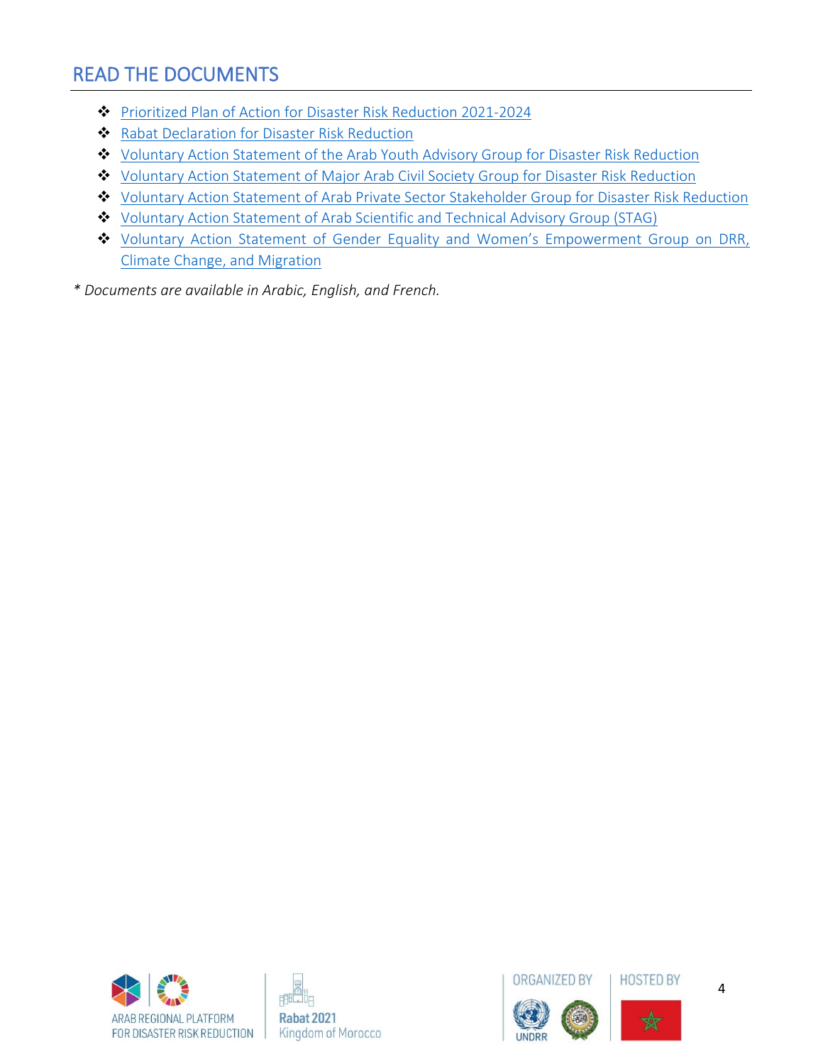## READ THE DOCUMENTS

- Prioritized Plan of Action for Disaster Risk Reduction 2021-2024
- Rabat Declaration for Disaster Risk Reduction
- Voluntary Action Statement of the Arab Youth Advisory Group for Disaster Risk Reduction
- Voluntary Action Statement of Major Arab Civil Society Group for Disaster Risk Reduction
- Voluntary Action Statement of Arab Private Sector Stakeholder Group for Disaster Risk Reduction
- Voluntary Action Statement of Arab Scientific and Technical Advisory Group (STAG)
- Voluntary Action Statement of Gender Equality and Women's Empowerment Group on DRR, Climate Change, and Migration

*\* Documents are available in Arabic, English, and French.*